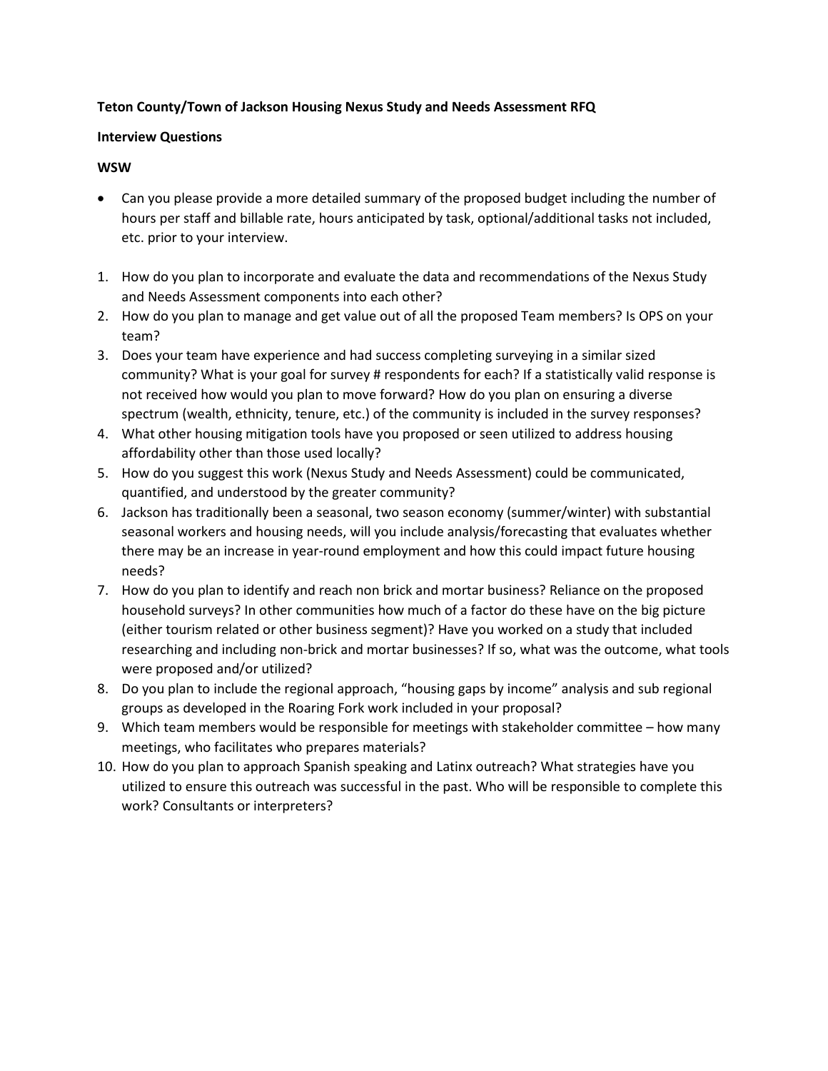**Teton County/Town of Jackson Housing Nexus Study and Needs Assessment RFQ**

**Interview Questions**

**WSW**

- Can you please provide a more detailed summary of the proposed budget including the number of hours per staff and billable rate, hours anticipated by task, optional/additional tasks not included, etc. prior to your interview.

1. How do you plan to incorporate and evaluate the data and recommendations of the Nexus Study and Needs Assessment components into each other?
2. How do you plan to manage and get value out of all the proposed Team members? Is OPS on your team?
3. Does your team have experience and had success completing surveying in a similar sized community? What is your goal for survey # respondents for each? If a statistically valid response is not received how would you plan to move forward? How do you plan on ensuring a diverse spectrum (wealth, ethnicity, tenure, etc.) of the community is included in the survey responses?
4. What other housing mitigation tools have you proposed or seen utilized to address housing affordability other than those used locally?
5. How do you suggest this work (Nexus Study and Needs Assessment) could be communicated, quantified, and understood by the greater community?
6. Jackson has traditionally been a seasonal, two season economy (summer/winter) with substantial seasonal workers and housing needs, will you include analysis/forecasting that evaluates whether there may be an increase in year-round employment and how this could impact future housing needs?
7. How do you plan to identify and reach non brick and mortar business? Reliance on the proposed household surveys? In other communities how much of a factor do these have on the big picture (either tourism related or other business segment)? Have you worked on a study that included researching and including non-brick and mortar businesses? If so, what was the outcome, what tools were proposed and/or utilized?
8. Do you plan to include the regional approach, "housing gaps by income" analysis and sub regional groups as developed in the Roaring Fork work included in your proposal?
9. Which team members would be responsible for meetings with stakeholder committee – how many meetings, who facilitates who prepares materials?
10. How do you plan to approach Spanish speaking and Latinx outreach? What strategies have you utilized to ensure this outreach was successful in the past. Who will be responsible to complete this work? Consultants or interpreters?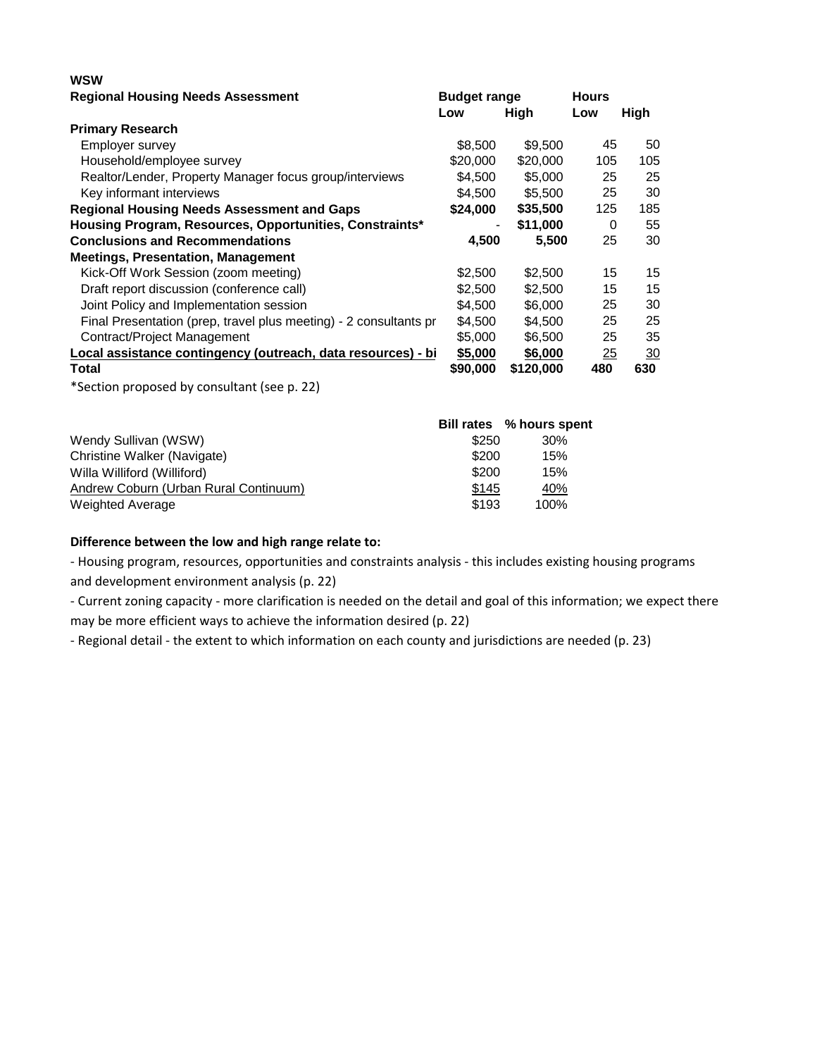**WSW**

| Regional Housing Needs Assessment | Budget range | | Hours | |
|---|---|---|---|---|
| | Low | High | Low | High |
| **Primary Research** | | | | |
| Employer survey | $8,500 | $9,500 | 45 | 50 |
| Household/employee survey | $20,000 | $20,000 | 105 | 105 |
| Realtor/Lender, Property Manager focus group/interviews | $4,500 | $5,000 | 25 | 25 |
| Key informant interviews | $4,500 | $5,500 | 25 | 30 |
| **Regional Housing Needs Assessment and Gaps** | **$24,000** | **$35,500** | 125 | 185 |
| **Housing Program, Resources, Opportunities, Constraints*** | - | **$11,000** | 0 | 55 |
| **Conclusions and Recommendations** | **4,500** | **5,500** | 25 | 30 |
| **Meetings, Presentation, Management** | | | | |
| Kick-Off Work Session (zoom meeting) | $2,500 | $2,500 | 15 | 15 |
| Draft report discussion (conference call) | $2,500 | $2,500 | 15 | 15 |
| Joint Policy and Implementation session | $4,500 | $6,000 | 25 | 30 |
| Final Presentation (prep, travel plus meeting) - 2 consultants pr | $4,500 | $4,500 | 25 | 25 |
| Contract/Project Management | $5,000 | $6,500 | 25 | 35 |
| **Local assistance contingency (outreach, data resources) - bi** | **$5,000** | **$6,000** | 25 | 30 |
| **Total** | **$90,000** | **$120,000** | **480** | **630** |

*Section proposed by consultant (see p. 22)

| | Bill rates | % hours spent |
|---|---|---|
| Wendy Sullivan (WSW) | $250 | 30% |
| Christine Walker (Navigate) | $200 | 15% |
| Willa Williford (Williford) | $200 | 15% |
| Andrew Coburn (Urban Rural Continuum) | $145 | 40% |
| Weighted Average | $193 | 100% |

**Difference between the low and high range relate to:**

- Housing program, resources, opportunities and constraints analysis - this includes existing housing programs and development environment analysis (p. 22)
- Current zoning capacity - more clarification is needed on the detail and goal of this information; we expect there may be more efficient ways to achieve the information desired (p. 22)
- Regional detail - the extent to which information on each county and jurisdictions are needed (p. 23)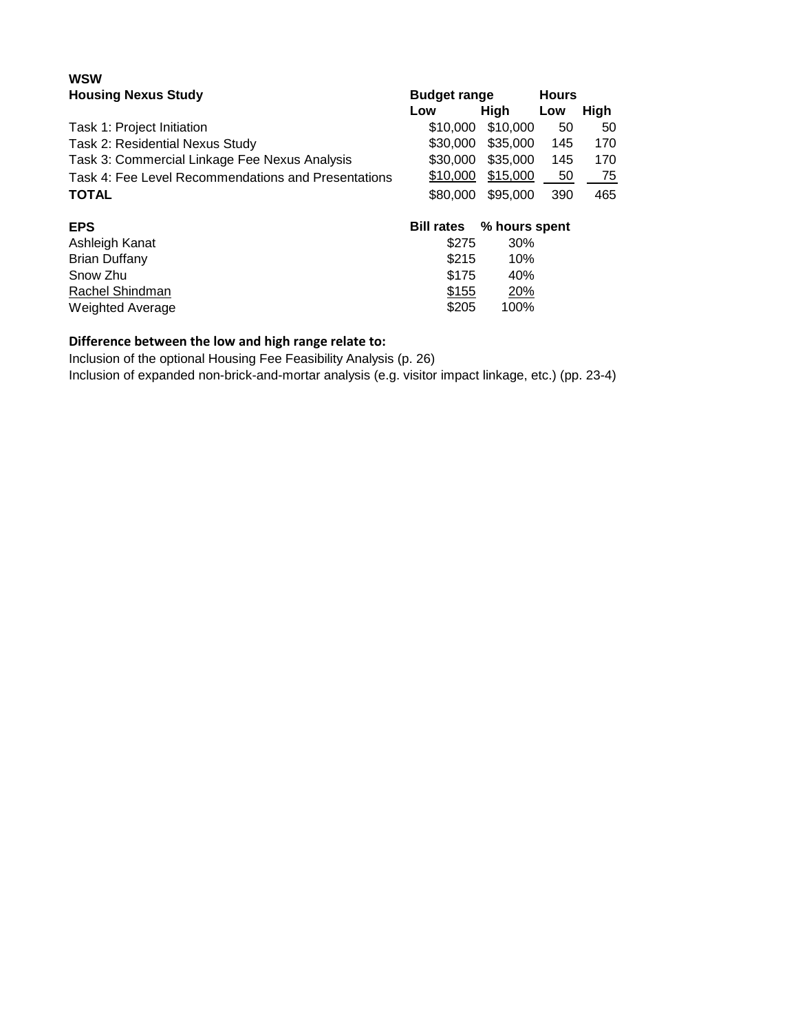**WSW**

| Housing Nexus Study | Budget range | | Hours | |
|---|---|---|---|---|
| | Low | High | Low | High |
| Task 1: Project Initiation | $10,000 | $10,000 | 50 | 50 |
| Task 2: Residential Nexus Study | $30,000 | $35,000 | 145 | 170 |
| Task 3: Commercial Linkage Fee Nexus Analysis | $30,000 | $35,000 | 145 | 170 |
| Task 4: Fee Level Recommendations and Presentations | $10,000 | $15,000 | 50 | 75 |
| **TOTAL** | $80,000 | $95,000 | 390 | 465 |

| EPS | Bill rates | % hours spent |
|---|---|---|
| Ashleigh Kanat | $275 | 30% |
| Brian Duffany | $215 | 10% |
| Snow Zhu | $175 | 40% |
| Rachel Shindman | $155 | 20% |
| Weighted Average | $205 | 100% |

**Difference between the low and high range relate to:**

Inclusion of the optional Housing Fee Feasibility Analysis (p. 26)

Inclusion of expanded non-brick-and-mortar analysis (e.g. visitor impact linkage, etc.) (pp. 23-4)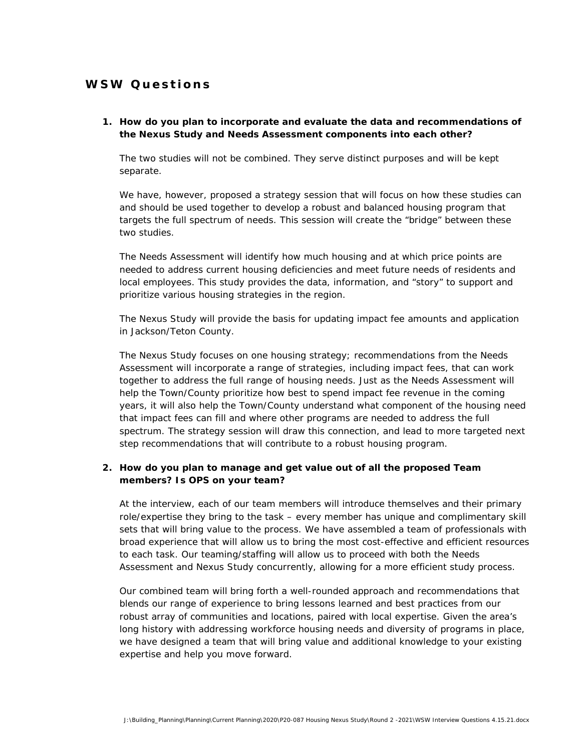## WSW Questions

1. **How do you plan to incorporate and evaluate the data and recommendations of the Nexus Study and Needs Assessment components into each other?**

   The two studies will not be combined. They serve distinct purposes and will be kept separate.

   We have, however, proposed a strategy session that will focus on how these studies can and should be used together to develop a robust and balanced housing program that targets the full spectrum of needs. This session will create the "bridge" between these two studies.

   The Needs Assessment will identify how much housing and at which price points are needed to address current housing deficiencies and meet future needs of residents and local employees. This study provides the data, information, and "story" to support and prioritize various housing strategies in the region.

   The Nexus Study will provide the basis for updating impact fee amounts and application in Jackson/Teton County.

   The Nexus Study focuses on one housing strategy; recommendations from the Needs Assessment will incorporate a range of strategies, including impact fees, that can work together to address the full range of housing needs. Just as the Needs Assessment will help the Town/County prioritize how best to spend impact fee revenue in the coming years, it will also help the Town/County understand what component of the housing need that impact fees can fill and where other programs are needed to address the full spectrum. The strategy session will draw this connection, and lead to more targeted next step recommendations that will contribute to a robust housing program.

2. **How do you plan to manage and get value out of all the proposed Team members? Is OPS on your team?**

   At the interview, each of our team members will introduce themselves and their primary role/expertise they bring to the task – every member has unique and complimentary skill sets that will bring value to the process. We have assembled a team of professionals with broad experience that will allow us to bring the most cost-effective and efficient resources to each task. Our teaming/staffing will allow us to proceed with both the Needs Assessment and Nexus Study concurrently, allowing for a more efficient study process.

   Our combined team will bring forth a well-rounded approach and recommendations that blends our range of experience to bring lessons learned and best practices from our robust array of communities and locations, paired with local expertise. Given the area's long history with addressing workforce housing needs and diversity of programs in place, we have designed a team that will bring value and additional knowledge to your existing expertise and help you move forward.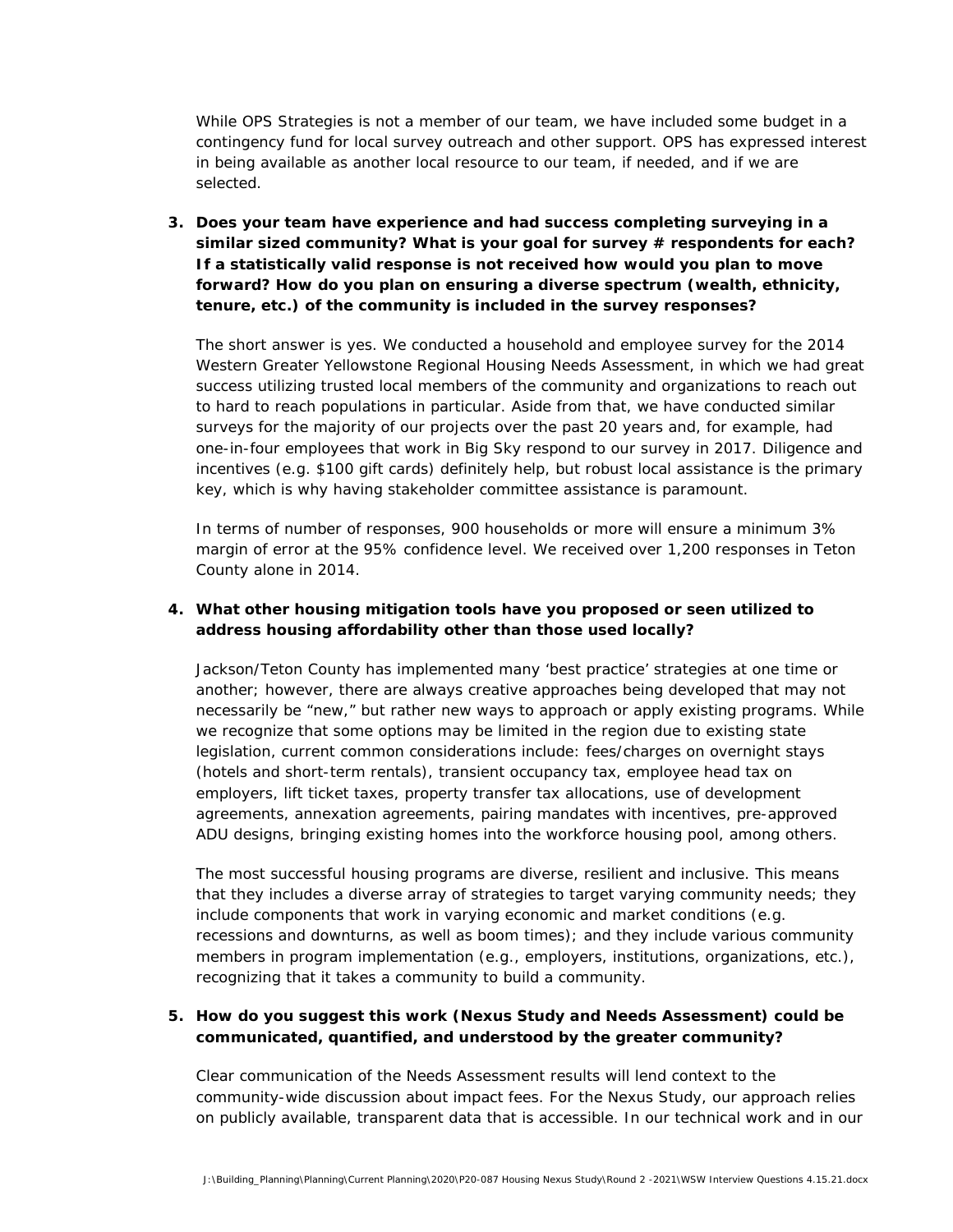While OPS Strategies is not a member of our team, we have included some budget in a contingency fund for local survey outreach and other support. OPS has expressed interest in being available as another local resource to our team, if needed, and if we are selected.

3. **Does your team have experience and had success completing surveying in a similar sized community? What is your goal for survey # respondents for each? If a statistically valid response is not received how would you plan to move forward? How do you plan on ensuring a diverse spectrum (wealth, ethnicity, tenure, etc.) of the community is included in the survey responses?**

   The short answer is yes. We conducted a household and employee survey for the 2014 Western Greater Yellowstone Regional Housing Needs Assessment, in which we had great success utilizing trusted local members of the community and organizations to reach out to hard to reach populations in particular. Aside from that, we have conducted similar surveys for the majority of our projects over the past 20 years and, for example, had one-in-four employees that work in Big Sky respond to our survey in 2017. Diligence and incentives (e.g. $100 gift cards) definitely help, but robust local assistance is the primary key, which is why having stakeholder committee assistance is paramount.

   In terms of number of responses, 900 households or more will ensure a minimum 3% margin of error at the 95% confidence level. We received over 1,200 responses in Teton County alone in 2014.

4. **What other housing mitigation tools have you proposed or seen utilized to address housing affordability other than those used locally?**

   Jackson/Teton County has implemented many 'best practice' strategies at one time or another; however, there are always creative approaches being developed that may not necessarily be "new," but rather new ways to approach or apply existing programs. While we recognize that some options may be limited in the region due to existing state legislation, current common considerations include: fees/charges on overnight stays (hotels and short-term rentals), transient occupancy tax, employee head tax on employers, lift ticket taxes, property transfer tax allocations, use of development agreements, annexation agreements, pairing mandates with incentives, pre-approved ADU designs, bringing existing homes into the workforce housing pool, among others.

   The most successful housing programs are diverse, resilient and inclusive. This means that they includes a diverse array of strategies to target varying community needs; they include components that work in varying economic and market conditions (e.g. recessions and downturns, as well as boom times); and they include various community members in program implementation (e.g., employers, institutions, organizations, etc.), recognizing that it takes a community to build a community.

5. **How do you suggest this work (Nexus Study and Needs Assessment) could be communicated, quantified, and understood by the greater community?**

   Clear communication of the Needs Assessment results will lend context to the community-wide discussion about impact fees. For the Nexus Study, our approach relies on publicly available, transparent data that is accessible. In our technical work and in our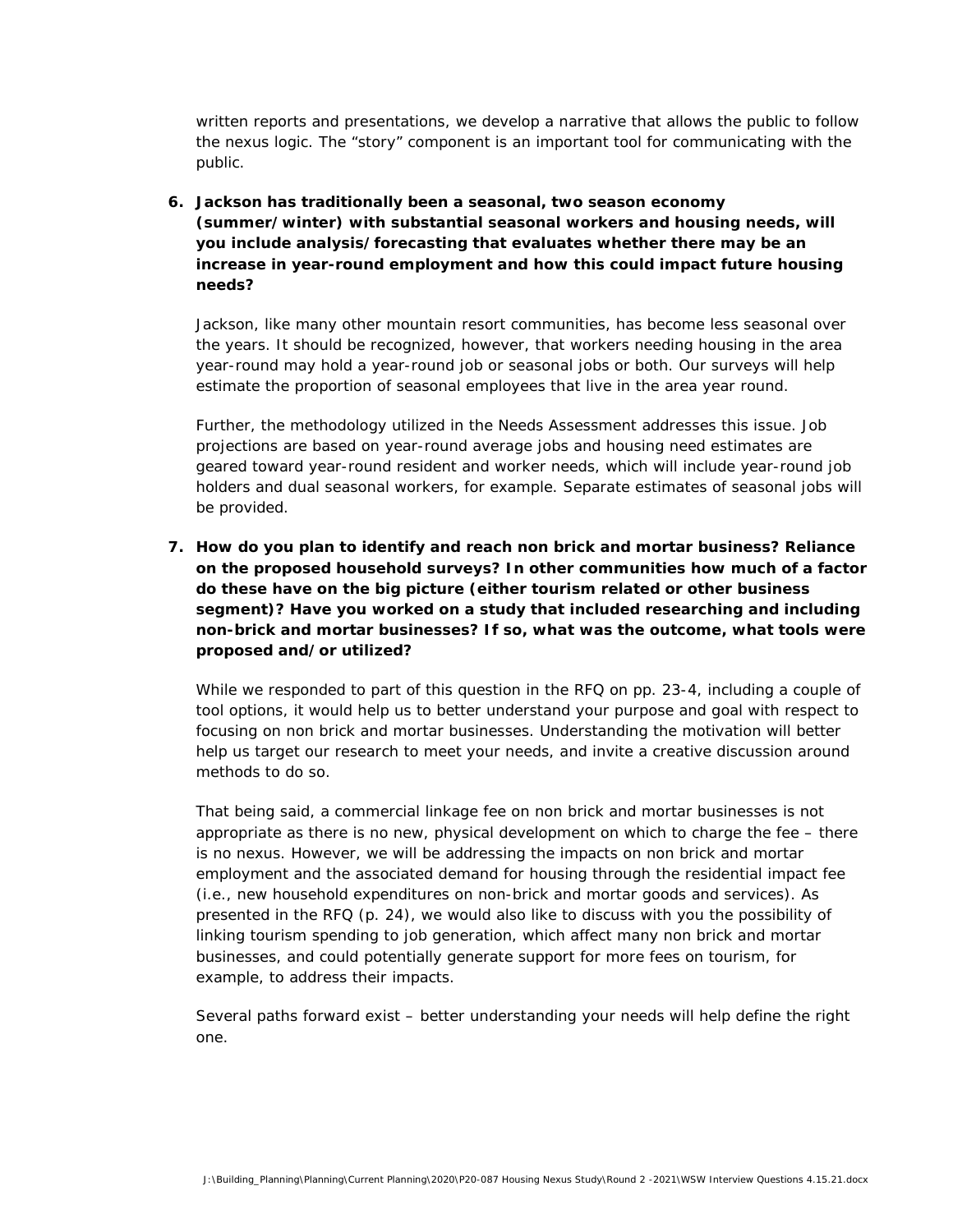written reports and presentations, we develop a narrative that allows the public to follow the nexus logic. The "story" component is an important tool for communicating with the public.

6. **Jackson has traditionally been a seasonal, two season economy (summer/winter) with substantial seasonal workers and housing needs, will you include analysis/forecasting that evaluates whether there may be an increase in year-round employment and how this could impact future housing needs?**

   Jackson, like many other mountain resort communities, has become less seasonal over the years. It should be recognized, however, that workers needing housing in the area year-round may hold a year-round job or seasonal jobs or both. Our surveys will help estimate the proportion of seasonal employees that live in the area year round.

   Further, the methodology utilized in the Needs Assessment addresses this issue. Job projections are based on year-round average jobs and housing need estimates are geared toward year-round resident and worker needs, which will include year-round job holders and dual seasonal workers, for example. Separate estimates of seasonal jobs will be provided.

7. **How do you plan to identify and reach non brick and mortar business? Reliance on the proposed household surveys? In other communities how much of a factor do these have on the big picture (either tourism related or other business segment)? Have you worked on a study that included researching and including non-brick and mortar businesses? If so, what was the outcome, what tools were proposed and/or utilized?**

   While we responded to part of this question in the RFQ on pp. 23-4, including a couple of tool options, it would help us to better understand your purpose and goal with respect to focusing on non brick and mortar businesses. Understanding the motivation will better help us target our research to meet your needs, and invite a creative discussion around methods to do so.

   That being said, a commercial linkage fee on non brick and mortar businesses is not appropriate as there is no new, physical development on which to charge the fee – there is no nexus. However, we will be addressing the impacts on non brick and mortar employment and the associated demand for housing through the residential impact fee (i.e., new household expenditures on non-brick and mortar goods and services). As presented in the RFQ (p. 24), we would also like to discuss with you the possibility of linking tourism spending to job generation, which affect many non brick and mortar businesses, and could potentially generate support for more fees on tourism, for example, to address their impacts.

   Several paths forward exist – better understanding your needs will help define the right one.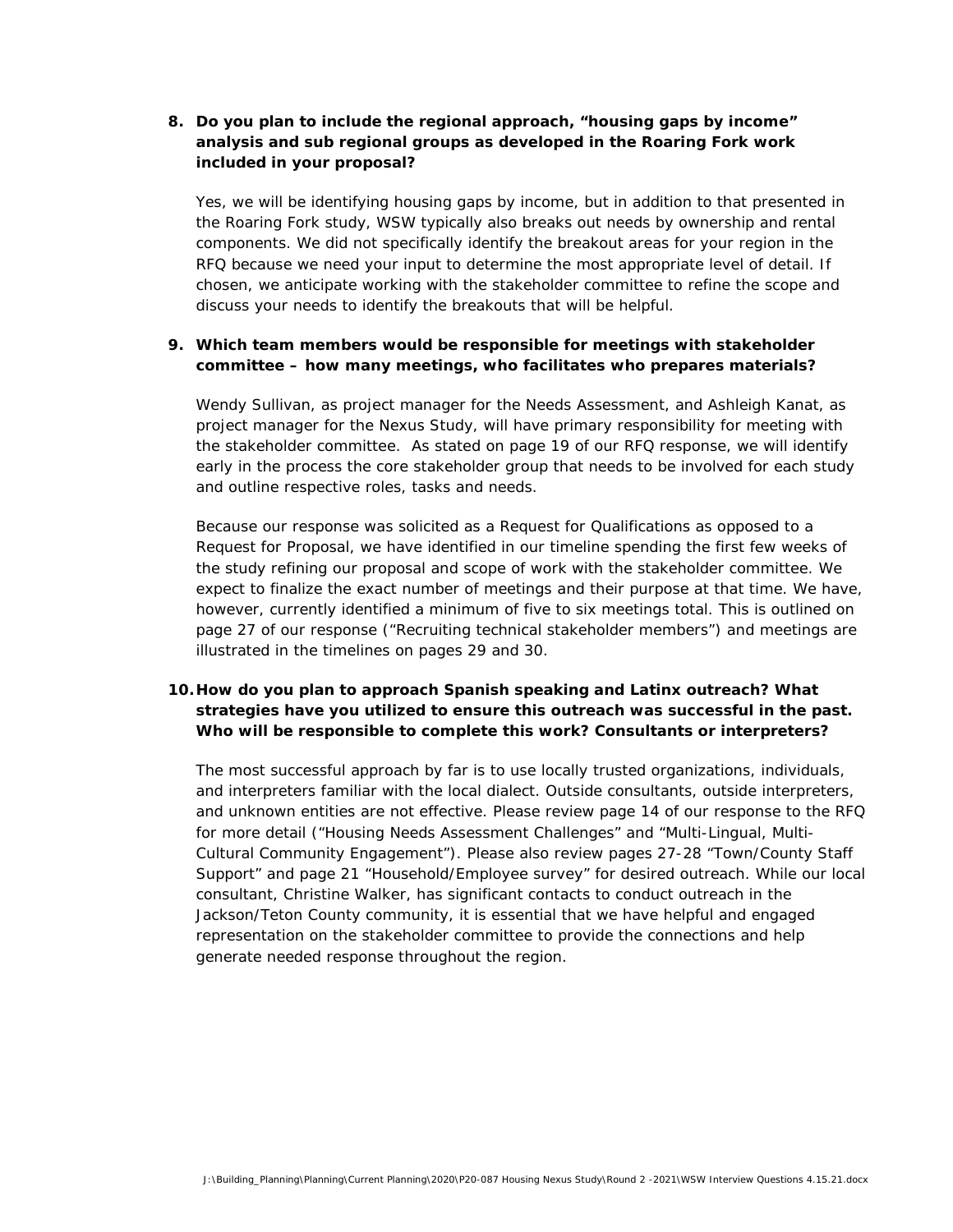8. **Do you plan to include the regional approach, "housing gaps by income" analysis and sub regional groups as developed in the Roaring Fork work included in your proposal?**

   Yes, we will be identifying housing gaps by income, but in addition to that presented in the Roaring Fork study, WSW typically also breaks out needs by ownership and rental components. We did not specifically identify the breakout areas for your region in the RFQ because we need your input to determine the most appropriate level of detail. If chosen, we anticipate working with the stakeholder committee to refine the scope and discuss your needs to identify the breakouts that will be helpful.

9. **Which team members would be responsible for meetings with stakeholder committee – how many meetings, who facilitates who prepares materials?**

   Wendy Sullivan, as project manager for the Needs Assessment, and Ashleigh Kanat, as project manager for the Nexus Study, will have primary responsibility for meeting with the stakeholder committee. As stated on page 19 of our RFQ response, we will identify early in the process the core stakeholder group that needs to be involved for each study and outline respective roles, tasks and needs.

   Because our response was solicited as a Request for Qualifications as opposed to a Request for Proposal, we have identified in our timeline spending the first few weeks of the study refining our proposal and scope of work with the stakeholder committee. We expect to finalize the exact number of meetings and their purpose at that time. We have, however, currently identified a minimum of five to six meetings total. This is outlined on page 27 of our response ("Recruiting technical stakeholder members") and meetings are illustrated in the timelines on pages 29 and 30.

10. **How do you plan to approach Spanish speaking and Latinx outreach? What strategies have you utilized to ensure this outreach was successful in the past. Who will be responsible to complete this work? Consultants or interpreters?**

    The most successful approach by far is to use locally trusted organizations, individuals, and interpreters familiar with the local dialect. Outside consultants, outside interpreters, and unknown entities are not effective. Please review page 14 of our response to the RFQ for more detail ("Housing Needs Assessment Challenges" and "Multi-Lingual, Multi-Cultural Community Engagement"). Please also review pages 27-28 "Town/County Staff Support" and page 21 "Household/Employee survey" for desired outreach. While our local consultant, Christine Walker, has significant contacts to conduct outreach in the Jackson/Teton County community, it is essential that we have helpful and engaged representation on the stakeholder committee to provide the connections and help generate needed response throughout the region.

J:\Building_Planning\Planning\Current Planning\2020\P20-087 Housing Nexus Study\Round 2 -2021\WSW Interview Questions 4.15.21.docx